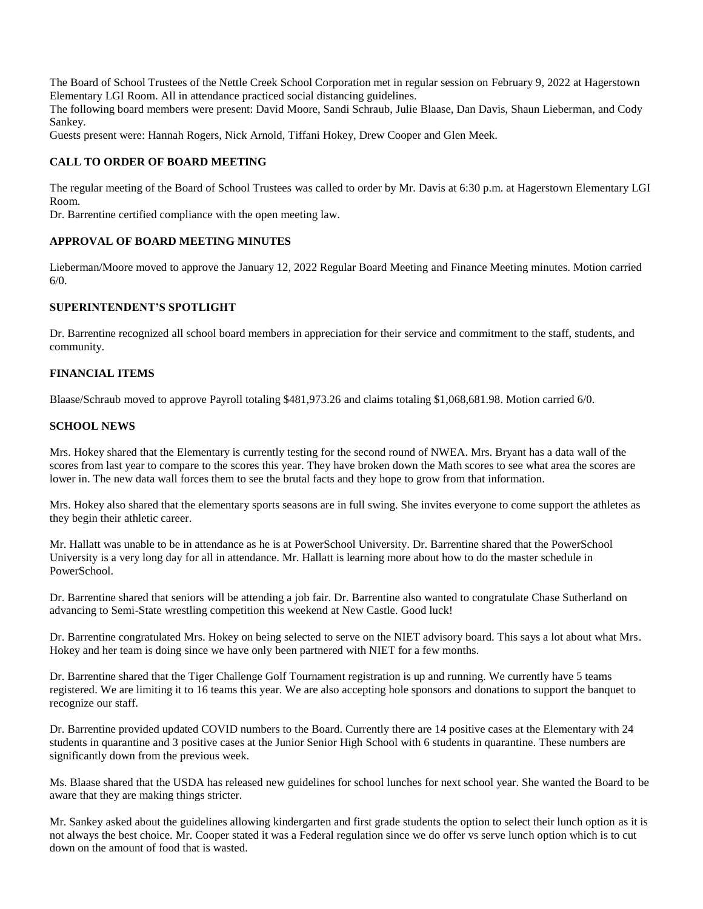The Board of School Trustees of the Nettle Creek School Corporation met in regular session on February 9, 2022 at Hagerstown Elementary LGI Room. All in attendance practiced social distancing guidelines.
The following board members were present: David Moore, Sandi Schraub, Julie Blaase, Dan Davis, Shaun Lieberman, and Cody Sankey.
Guests present were: Hannah Rogers, Nick Arnold, Tiffani Hokey, Drew Cooper and Glen Meek.

**CALL TO ORDER OF BOARD MEETING**

The regular meeting of the Board of School Trustees was called to order by Mr. Davis at 6:30 p.m. at Hagerstown Elementary LGI Room.
Dr. Barrentine certified compliance with the open meeting law.

**APPROVAL OF BOARD MEETING MINUTES**

Lieberman/Moore moved to approve the January 12, 2022 Regular Board Meeting and Finance Meeting minutes. Motion carried 6/0.

**SUPERINTENDENT'S SPOTLIGHT**

Dr. Barrentine recognized all school board members in appreciation for their service and commitment to the staff, students, and community.

**FINANCIAL ITEMS**

Blaase/Schraub moved to approve Payroll totaling $481,973.26 and claims totaling $1,068,681.98. Motion carried 6/0.

**SCHOOL NEWS**

Mrs. Hokey shared that the Elementary is currently testing for the second round of NWEA. Mrs. Bryant has a data wall of the scores from last year to compare to the scores this year. They have broken down the Math scores to see what area the scores are lower in. The new data wall forces them to see the brutal facts and they hope to grow from that information.

Mrs. Hokey also shared that the elementary sports seasons are in full swing. She invites everyone to come support the athletes as they begin their athletic career.

Mr. Hallatt was unable to be in attendance as he is at PowerSchool University. Dr. Barrentine shared that the PowerSchool University is a very long day for all in attendance. Mr. Hallatt is learning more about how to do the master schedule in PowerSchool.

Dr. Barrentine shared that seniors will be attending a job fair. Dr. Barrentine also wanted to congratulate Chase Sutherland on advancing to Semi-State wrestling competition this weekend at New Castle. Good luck!

Dr. Barrentine congratulated Mrs. Hokey on being selected to serve on the NIET advisory board. This says a lot about what Mrs. Hokey and her team is doing since we have only been partnered with NIET for a few months.

Dr. Barrentine shared that the Tiger Challenge Golf Tournament registration is up and running. We currently have 5 teams registered. We are limiting it to 16 teams this year. We are also accepting hole sponsors and donations to support the banquet to recognize our staff.

Dr. Barrentine provided updated COVID numbers to the Board. Currently there are 14 positive cases at the Elementary with 24 students in quarantine and 3 positive cases at the Junior Senior High School with 6 students in quarantine. These numbers are significantly down from the previous week.

Ms. Blaase shared that the USDA has released new guidelines for school lunches for next school year. She wanted the Board to be aware that they are making things stricter.

Mr. Sankey asked about the guidelines allowing kindergarten and first grade students the option to select their lunch option as it is not always the best choice. Mr. Cooper stated it was a Federal regulation since we do offer vs serve lunch option which is to cut down on the amount of food that is wasted.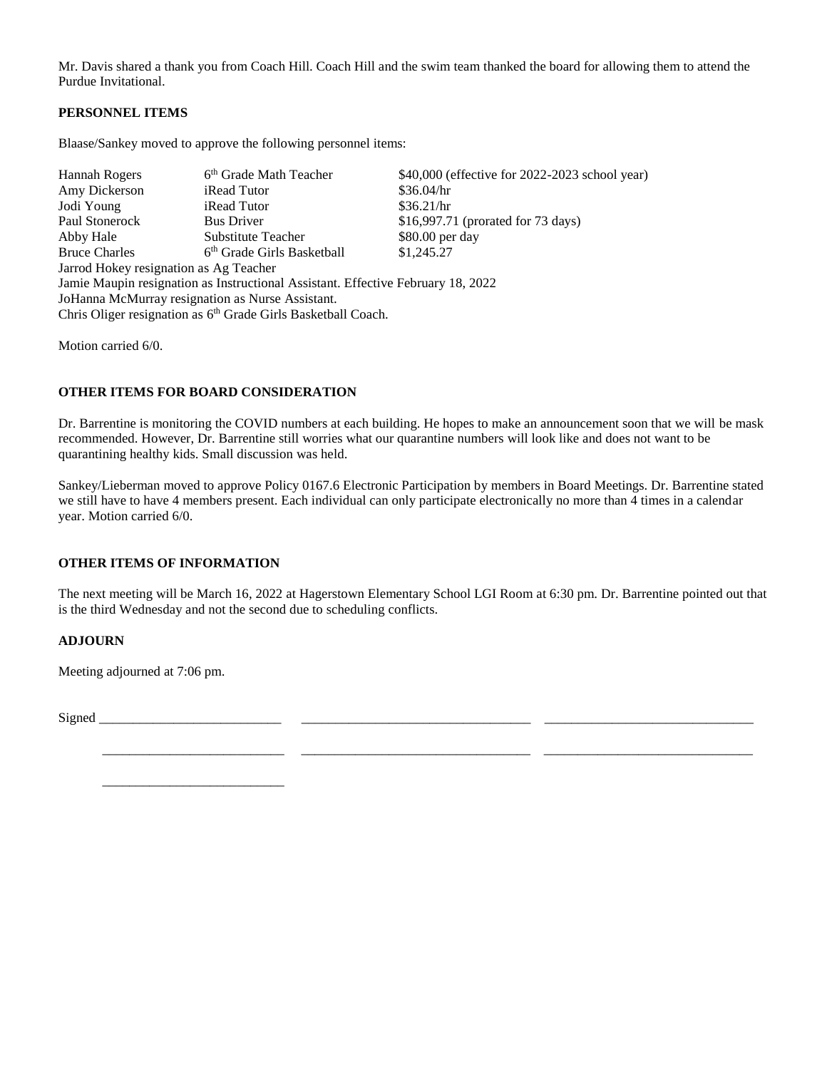Mr. Davis shared a thank you from Coach Hill. Coach Hill and the swim team thanked the board for allowing them to attend the Purdue Invitational.

**PERSONNEL ITEMS**

Blaase/Sankey moved to approve the following personnel items:

| | | |
|---|---|---|
| Hannah Rogers | 6th Grade Math Teacher | $40,000 (effective for 2022-2023 school year) |
| Amy Dickerson | iRead Tutor | $36.04/hr |
| Jodi Young | iRead Tutor | $36.21/hr |
| Paul Stonerock | Bus Driver | $16,997.71 (prorated for 73 days) |
| Abby Hale | Substitute Teacher | $80.00 per day |
| Bruce Charles | 6th Grade Girls Basketball | $1,245.27 |

Jarrod Hokey resignation as Ag Teacher
Jamie Maupin resignation as Instructional Assistant. Effective February 18, 2022
JoHanna McMurray resignation as Nurse Assistant.
Chris Oliger resignation as 6th Grade Girls Basketball Coach.

Motion carried 6/0.

**OTHER ITEMS FOR BOARD CONSIDERATION**

Dr. Barrentine is monitoring the COVID numbers at each building. He hopes to make an announcement soon that we will be mask recommended. However, Dr. Barrentine still worries what our quarantine numbers will look like and does not want to be quarantining healthy kids. Small discussion was held.

Sankey/Lieberman moved to approve Policy 0167.6 Electronic Participation by members in Board Meetings. Dr. Barrentine stated we still have to have 4 members present. Each individual can only participate electronically no more than 4 times in a calendar year. Motion carried 6/0.

**OTHER ITEMS OF INFORMATION**

The next meeting will be March 16, 2022 at Hagerstown Elementary School LGI Room at 6:30 pm. Dr. Barrentine pointed out that is the third Wednesday and not the second due to scheduling conflicts.

**ADJOURN**

Meeting adjourned at 7:06 pm.

Signed ___________________________ ___________________________ ___________________________

___________________________ ___________________________ ___________________________

___________________________